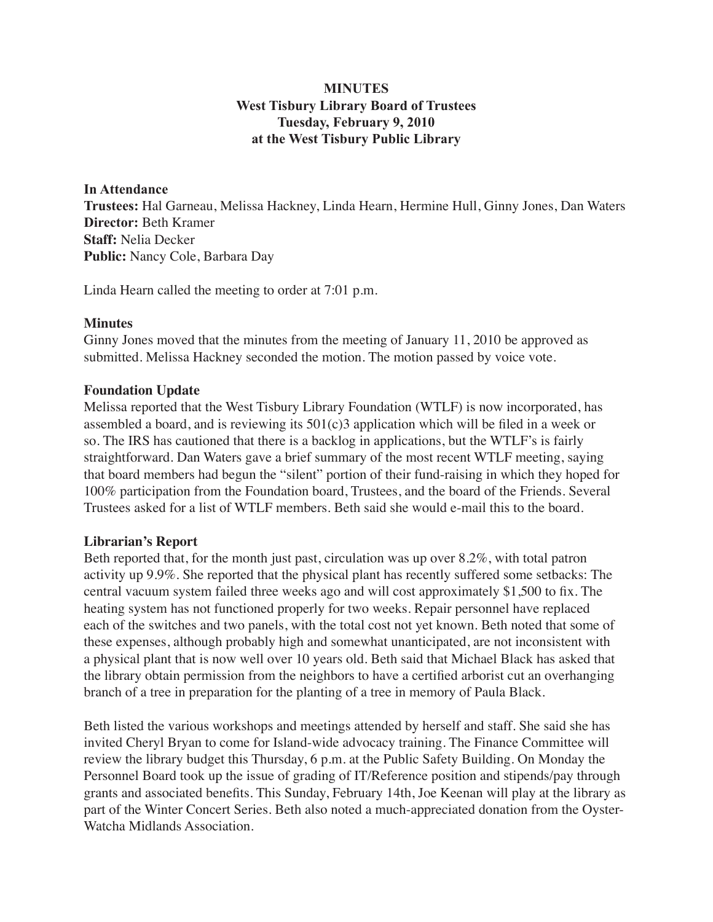# MINUTES
## West Tisbury Library Board of Trustees
## Tuesday, February 9, 2010
## at the West Tisbury Public Library

**In Attendance**
**Trustees:** Hal Garneau, Melissa Hackney, Linda Hearn, Hermine Hull, Ginny Jones, Dan Waters
**Director:** Beth Kramer
**Staff:** Nelia Decker
**Public:** Nancy Cole, Barbara Day

Linda Hearn called the meeting to order at 7:01 p.m.

**Minutes**
Ginny Jones moved that the minutes from the meeting of January 11, 2010 be approved as submitted. Melissa Hackney seconded the motion. The motion passed by voice vote.

**Foundation Update**
Melissa reported that the West Tisbury Library Foundation (WTLF) is now incorporated, has assembled a board, and is reviewing its 501(c)3 application which will be filed in a week or so. The IRS has cautioned that there is a backlog in applications, but the WTLF's is fairly straightforward. Dan Waters gave a brief summary of the most recent WTLF meeting, saying that board members had begun the "silent" portion of their fund-raising in which they hoped for 100% participation from the Foundation board, Trustees, and the board of the Friends. Several Trustees asked for a list of WTLF members. Beth said she would e-mail this to the board.

**Librarian's Report**
Beth reported that, for the month just past, circulation was up over 8.2%, with total patron activity up 9.9%. She reported that the physical plant has recently suffered some setbacks: The central vacuum system failed three weeks ago and will cost approximately $1,500 to fix. The heating system has not functioned properly for two weeks. Repair personnel have replaced each of the switches and two panels, with the total cost not yet known. Beth noted that some of these expenses, although probably high and somewhat unanticipated, are not inconsistent with a physical plant that is now well over 10 years old. Beth said that Michael Black has asked that the library obtain permission from the neighbors to have a certified arborist cut an overhanging branch of a tree in preparation for the planting of a tree in memory of Paula Black.

Beth listed the various workshops and meetings attended by herself and staff. She said she has invited Cheryl Bryan to come for Island-wide advocacy training. The Finance Committee will review the library budget this Thursday, 6 p.m. at the Public Safety Building. On Monday the Personnel Board took up the issue of grading of IT/Reference position and stipends/pay through grants and associated benefits. This Sunday, February 14th, Joe Keenan will play at the library as part of the Winter Concert Series. Beth also noted a much-appreciated donation from the Oyster-Watcha Midlands Association.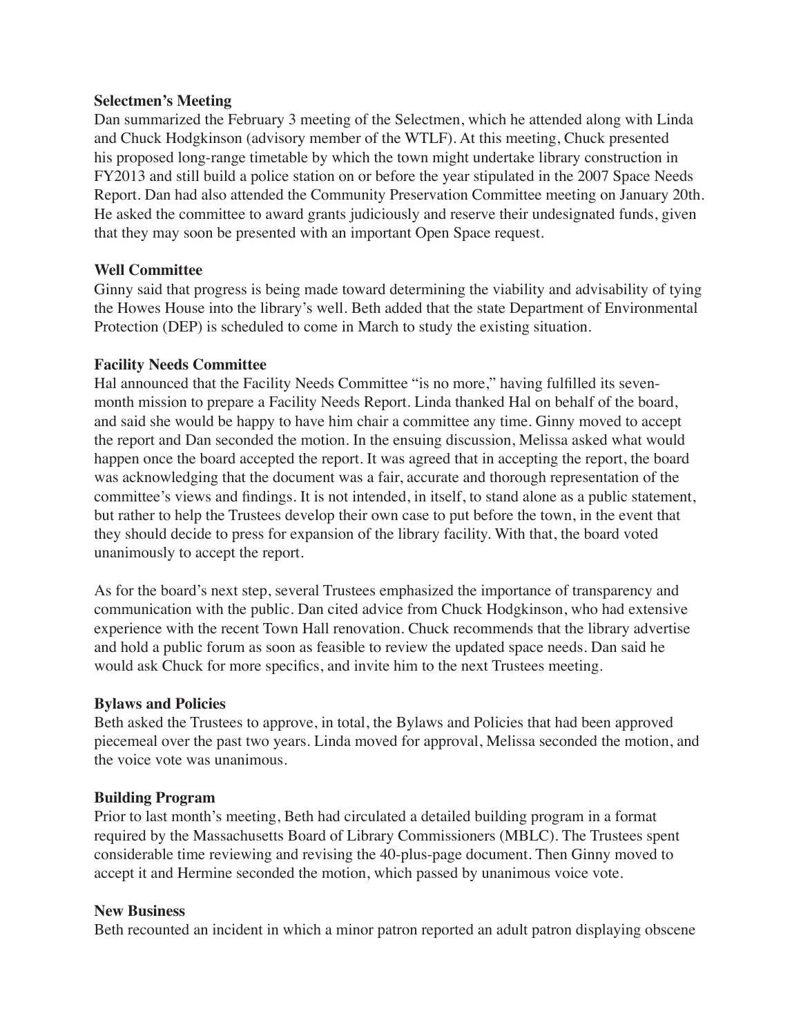**Selectmen's Meeting**

Dan summarized the February 3 meeting of the Selectmen, which he attended along with Linda and Chuck Hodgkinson (advisory member of the WTLF). At this meeting, Chuck presented his proposed long-range timetable by which the town might undertake library construction in FY2013 and still build a police station on or before the year stipulated in the 2007 Space Needs Report. Dan had also attended the Community Preservation Committee meeting on January 20th. He asked the committee to award grants judiciously and reserve their undesignated funds, given that they may soon be presented with an important Open Space request.

**Well Committee**

Ginny said that progress is being made toward determining the viability and advisability of tying the Howes House into the library's well. Beth added that the state Department of Environmental Protection (DEP) is scheduled to come in March to study the existing situation.

**Facility Needs Committee**

Hal announced that the Facility Needs Committee "is no more," having fulfilled its seven-month mission to prepare a Facility Needs Report. Linda thanked Hal on behalf of the board, and said she would be happy to have him chair a committee any time. Ginny moved to accept the report and Dan seconded the motion. In the ensuing discussion, Melissa asked what would happen once the board accepted the report. It was agreed that in accepting the report, the board was acknowledging that the document was a fair, accurate and thorough representation of the committee's views and findings. It is not intended, in itself, to stand alone as a public statement, but rather to help the Trustees develop their own case to put before the town, in the event that they should decide to press for expansion of the library facility. With that, the board voted unanimously to accept the report.

As for the board's next step, several Trustees emphasized the importance of transparency and communication with the public. Dan cited advice from Chuck Hodgkinson, who had extensive experience with the recent Town Hall renovation. Chuck recommends that the library advertise and hold a public forum as soon as feasible to review the updated space needs. Dan said he would ask Chuck for more specifics, and invite him to the next Trustees meeting.

**Bylaws and Policies**

Beth asked the Trustees to approve, in total, the Bylaws and Policies that had been approved piecemeal over the past two years. Linda moved for approval, Melissa seconded the motion, and the voice vote was unanimous.

**Building Program**

Prior to last month's meeting, Beth had circulated a detailed building program in a format required by the Massachusetts Board of Library Commissioners (MBLC). The Trustees spent considerable time reviewing and revising the 40-plus-page document. Then Ginny moved to accept it and Hermine seconded the motion, which passed by unanimous voice vote.

**New Business**

Beth recounted an incident in which a minor patron reported an adult patron displaying obscene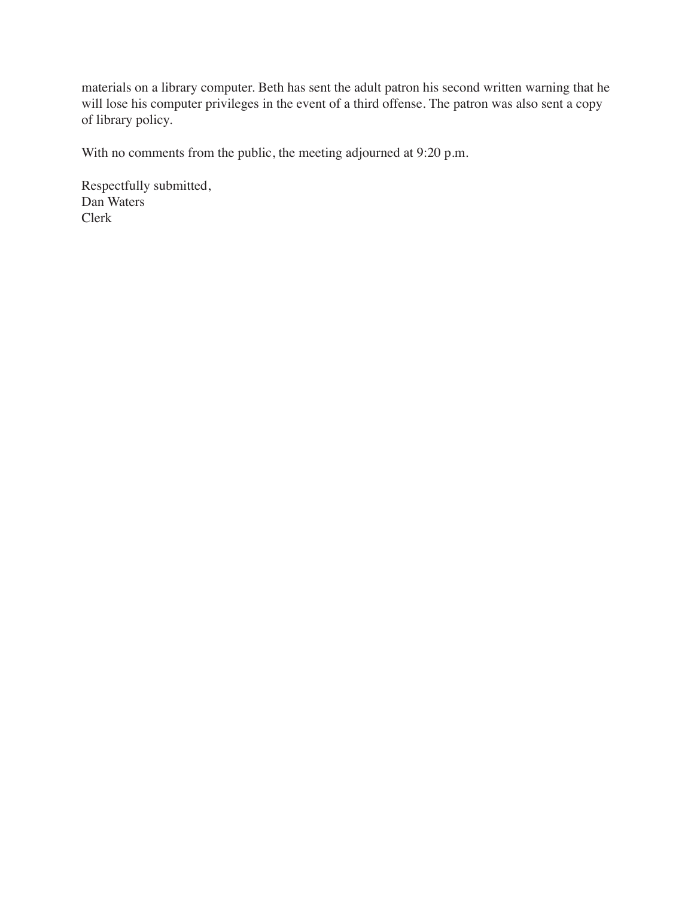materials on a library computer. Beth has sent the adult patron his second written warning that he will lose his computer privileges in the event of a third offense. The patron was also sent a copy of library policy.

With no comments from the public, the meeting adjourned at 9:20 p.m.

Respectfully submitted,
Dan Waters
Clerk